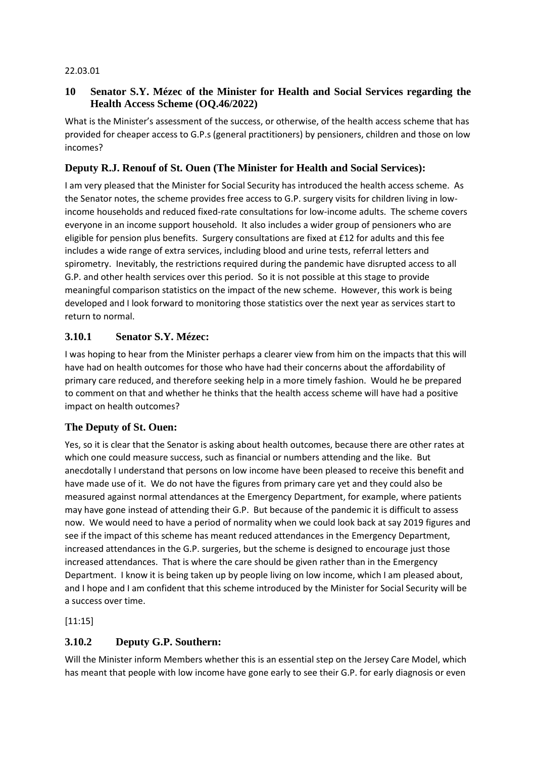22.03.01

## 10 Senator S.Y. Mézec of the Minister for Health and Social Services regarding the Health Access Scheme (OQ.46/2022)

What is the Minister's assessment of the success, or otherwise, of the health access scheme that has provided for cheaper access to G.P.s (general practitioners) by pensioners, children and those on low incomes?

### Deputy R.J. Renouf of St. Ouen (The Minister for Health and Social Services):

I am very pleased that the Minister for Social Security has introduced the health access scheme. As the Senator notes, the scheme provides free access to G.P. surgery visits for children living in low-income households and reduced fixed-rate consultations for low-income adults. The scheme covers everyone in an income support household. It also includes a wider group of pensioners who are eligible for pension plus benefits. Surgery consultations are fixed at £12 for adults and this fee includes a wide range of extra services, including blood and urine tests, referral letters and spirometry. Inevitably, the restrictions required during the pandemic have disrupted access to all G.P. and other health services over this period. So it is not possible at this stage to provide meaningful comparison statistics on the impact of the new scheme. However, this work is being developed and I look forward to monitoring those statistics over the next year as services start to return to normal.

### 3.10.1 Senator S.Y. Mézec:

I was hoping to hear from the Minister perhaps a clearer view from him on the impacts that this will have had on health outcomes for those who have had their concerns about the affordability of primary care reduced, and therefore seeking help in a more timely fashion. Would he be prepared to comment on that and whether he thinks that the health access scheme will have had a positive impact on health outcomes?

### The Deputy of St. Ouen:

Yes, so it is clear that the Senator is asking about health outcomes, because there are other rates at which one could measure success, such as financial or numbers attending and the like. But anecdotally I understand that persons on low income have been pleased to receive this benefit and have made use of it. We do not have the figures from primary care yet and they could also be measured against normal attendances at the Emergency Department, for example, where patients may have gone instead of attending their G.P. But because of the pandemic it is difficult to assess now. We would need to have a period of normality when we could look back at say 2019 figures and see if the impact of this scheme has meant reduced attendances in the Emergency Department, increased attendances in the G.P. surgeries, but the scheme is designed to encourage just those increased attendances. That is where the care should be given rather than in the Emergency Department. I know it is being taken up by people living on low income, which I am pleased about, and I hope and I am confident that this scheme introduced by the Minister for Social Security will be a success over time.

[11:15]

### 3.10.2 Deputy G.P. Southern:

Will the Minister inform Members whether this is an essential step on the Jersey Care Model, which has meant that people with low income have gone early to see their G.P. for early diagnosis or even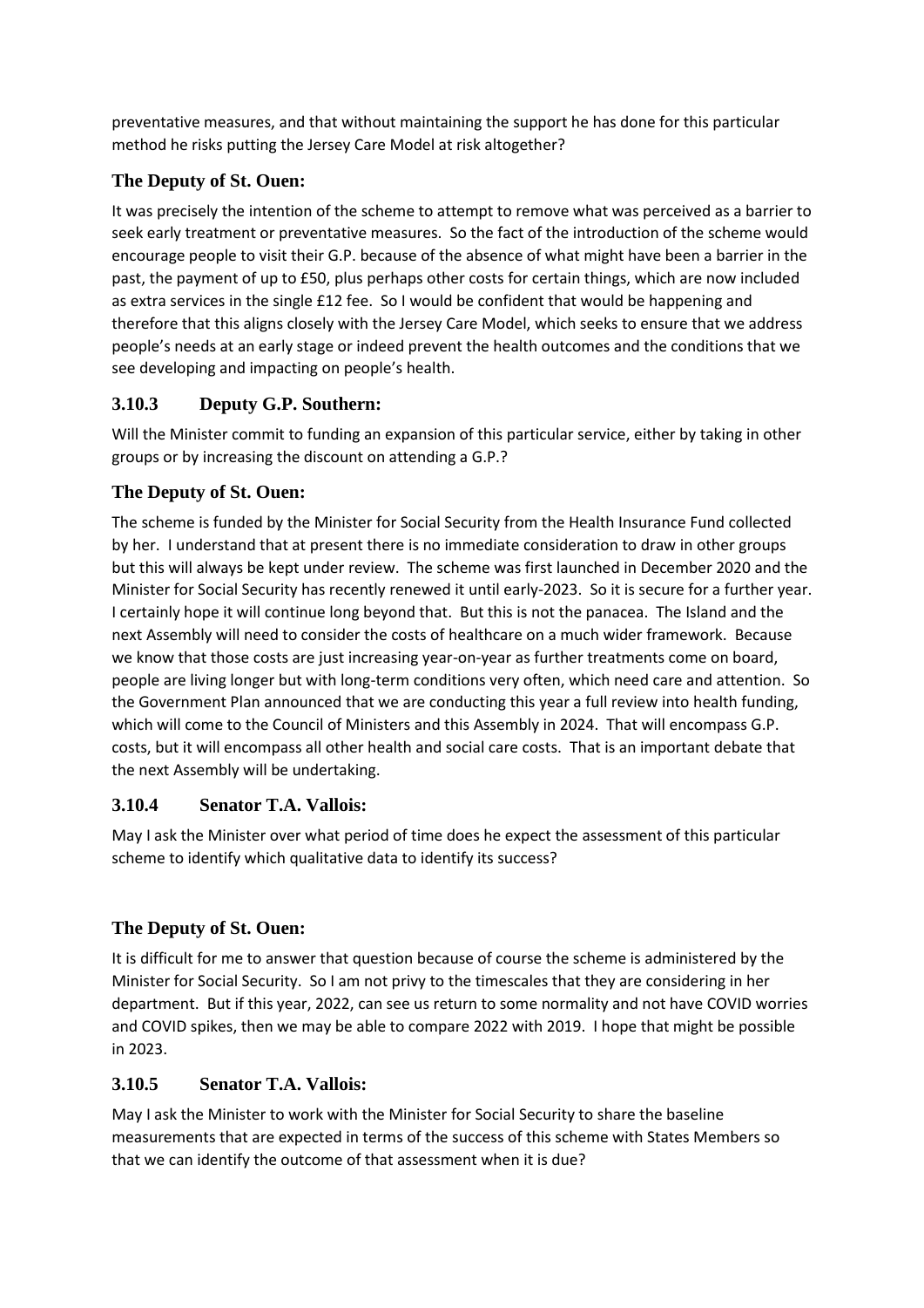preventative measures, and that without maintaining the support he has done for this particular method he risks putting the Jersey Care Model at risk altogether?

### The Deputy of St. Ouen:

It was precisely the intention of the scheme to attempt to remove what was perceived as a barrier to seek early treatment or preventative measures. So the fact of the introduction of the scheme would encourage people to visit their G.P. because of the absence of what might have been a barrier in the past, the payment of up to £50, plus perhaps other costs for certain things, which are now included as extra services in the single £12 fee. So I would be confident that would be happening and therefore that this aligns closely with the Jersey Care Model, which seeks to ensure that we address people's needs at an early stage or indeed prevent the health outcomes and the conditions that we see developing and impacting on people's health.

### 3.10.3 Deputy G.P. Southern:

Will the Minister commit to funding an expansion of this particular service, either by taking in other groups or by increasing the discount on attending a G.P.?

### The Deputy of St. Ouen:

The scheme is funded by the Minister for Social Security from the Health Insurance Fund collected by her. I understand that at present there is no immediate consideration to draw in other groups but this will always be kept under review. The scheme was first launched in December 2020 and the Minister for Social Security has recently renewed it until early-2023. So it is secure for a further year. I certainly hope it will continue long beyond that. But this is not the panacea. The Island and the next Assembly will need to consider the costs of healthcare on a much wider framework. Because we know that those costs are just increasing year-on-year as further treatments come on board, people are living longer but with long-term conditions very often, which need care and attention. So the Government Plan announced that we are conducting this year a full review into health funding, which will come to the Council of Ministers and this Assembly in 2024. That will encompass G.P. costs, but it will encompass all other health and social care costs. That is an important debate that the next Assembly will be undertaking.

### 3.10.4 Senator T.A. Vallois:

May I ask the Minister over what period of time does he expect the assessment of this particular scheme to identify which qualitative data to identify its success?

### The Deputy of St. Ouen:

It is difficult for me to answer that question because of course the scheme is administered by the Minister for Social Security. So I am not privy to the timescales that they are considering in her department. But if this year, 2022, can see us return to some normality and not have COVID worries and COVID spikes, then we may be able to compare 2022 with 2019. I hope that might be possible in 2023.

### 3.10.5 Senator T.A. Vallois:

May I ask the Minister to work with the Minister for Social Security to share the baseline measurements that are expected in terms of the success of this scheme with States Members so that we can identify the outcome of that assessment when it is due?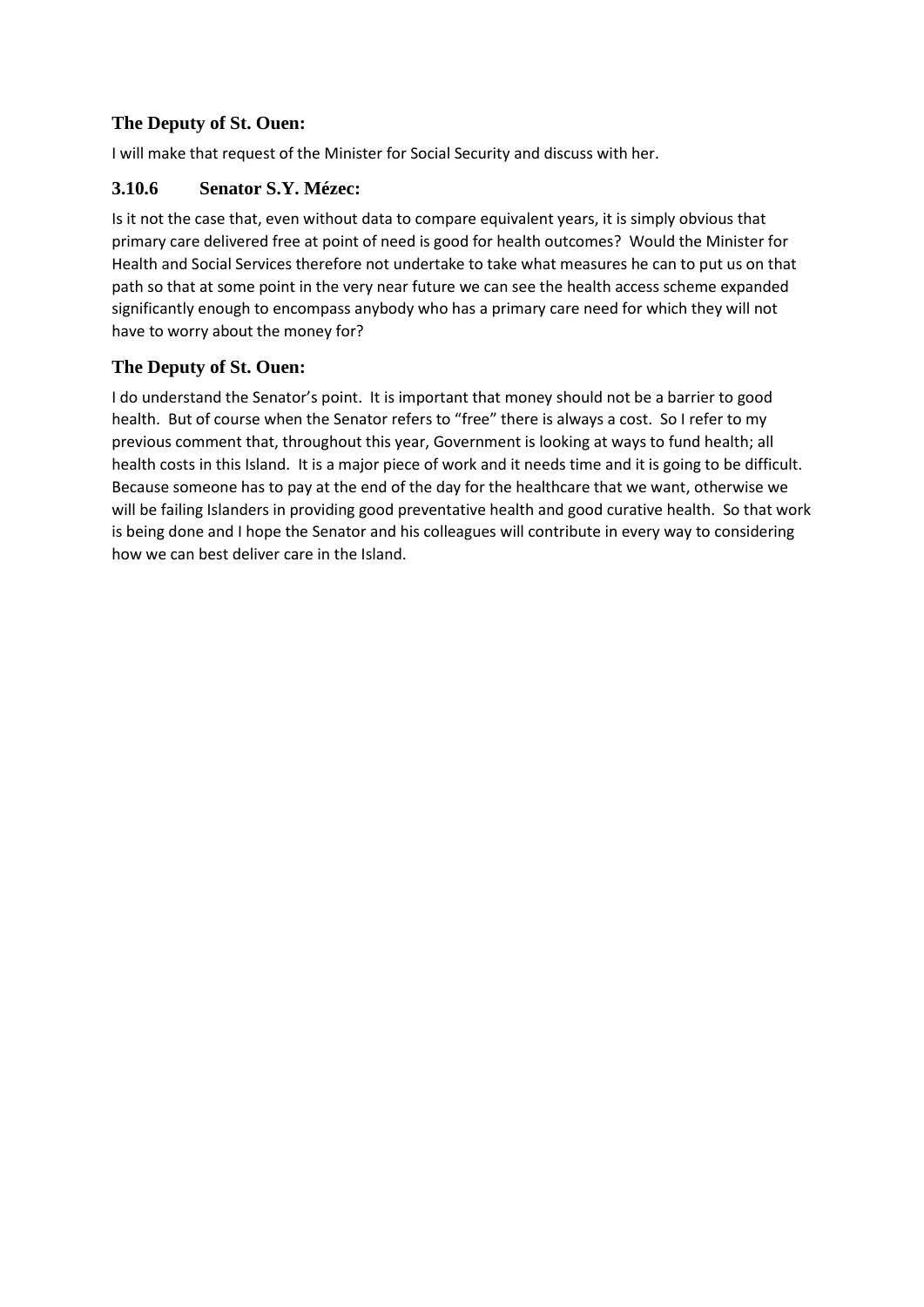### The Deputy of St. Ouen:

I will make that request of the Minister for Social Security and discuss with her.

### 3.10.6 Senator S.Y. Mézec:

Is it not the case that, even without data to compare equivalent years, it is simply obvious that primary care delivered free at point of need is good for health outcomes? Would the Minister for Health and Social Services therefore not undertake to take what measures he can to put us on that path so that at some point in the very near future we can see the health access scheme expanded significantly enough to encompass anybody who has a primary care need for which they will not have to worry about the money for?

### The Deputy of St. Ouen:

I do understand the Senator's point. It is important that money should not be a barrier to good health. But of course when the Senator refers to "free" there is always a cost. So I refer to my previous comment that, throughout this year, Government is looking at ways to fund health; all health costs in this Island. It is a major piece of work and it needs time and it is going to be difficult. Because someone has to pay at the end of the day for the healthcare that we want, otherwise we will be failing Islanders in providing good preventative health and good curative health. So that work is being done and I hope the Senator and his colleagues will contribute in every way to considering how we can best deliver care in the Island.